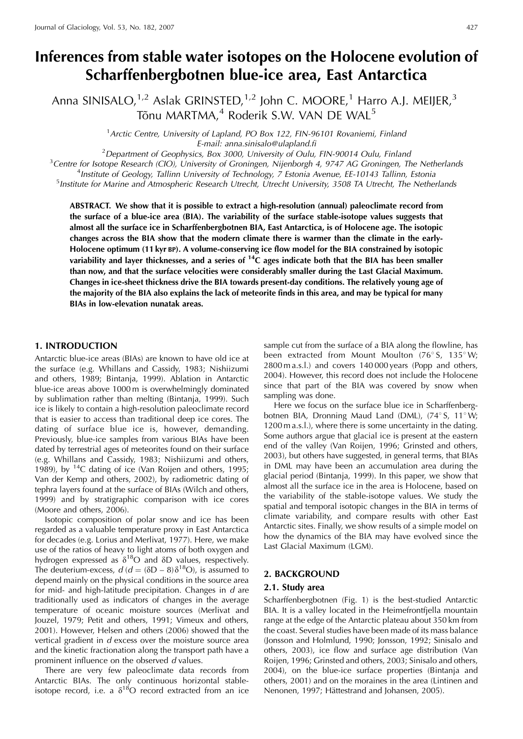# Inferences from stable water isotopes on the Holocene evolution of Scharffenbergbotnen blue-ice area, East Antarctica

Anna SINISALO,[1,2] Aslak GRINSTED,[1,2] John C. MOORE,[1] Harro A.J. MEIJER,[3] Tõnu MARTMA,[4] Roderik S.W. VAN DE WAL[5]

[1]*Arctic Centre, University of Lapland, PO Box 122, FIN-96101 Rovaniemi, Finland*
*E-mail: anna.sinisalo@ulapland.fi*
[2]*Department of Geophysics, Box 3000, University of Oulu, FIN-90014 Oulu, Finland*
[3]*Centre for Isotope Research (CIO), University of Groningen, Nijenborgh 4, 9747 AG Groningen, The Netherlands*
[4]*Institute of Geology, Tallinn University of Technology, 7 Estonia Avenue, EE-10143 Tallinn, Estonia*
[5]*Institute for Marine and Atmospheric Research Utrecht, Utrecht University, 3508 TA Utrecht, The Netherlands*

**ABSTRACT. We show that it is possible to extract a high-resolution (annual) paleoclimate record from the surface of a blue-ice area (BIA). The variability of the surface stable-isotope values suggests that almost all the surface ice in Scharffenbergbotnen BIA, East Antarctica, is of Holocene age. The isotopic changes across the BIA show that the modern climate there is warmer than the climate in the early-Holocene optimum (11 kyr BP). A volume-conserving ice flow model for the BIA constrained by isotopic variability and layer thicknesses, and a series of $^{14}$C ages indicate both that the BIA has been smaller than now, and that the surface velocities were considerably smaller during the Last Glacial Maximum. Changes in ice-sheet thickness drive the BIA towards present-day conditions. The relatively young age of the majority of the BIA also explains the lack of meteorite finds in this area, and may be typical for many BIAs in low-elevation nunatak areas.**

## 1. INTRODUCTION

Antarctic blue-ice areas (BIAs) are known to have old ice at the surface (e.g. Whillans and Cassidy, 1983; Nishiizumi and others, 1989; Bintanja, 1999). Ablation in Antarctic blue-ice areas above 1000 m is overwhelmingly dominated by sublimation rather than melting (Bintanja, 1999). Such ice is likely to contain a high-resolution paleoclimate record that is easier to access than traditional deep ice cores. The dating of surface blue ice is, however, demanding. Previously, blue-ice samples from various BIAs have been dated by terrestrial ages of meteorites found on their surface (e.g. Whillans and Cassidy, 1983; Nishiizumi and others, 1989), by $^{14}$C dating of ice (Van Roijen and others, 1995; Van der Kemp and others, 2002), by radiometric dating of tephra layers found at the surface of BIAs (Wilch and others, 1999) and by stratigraphic comparison with ice cores (Moore and others, 2006).

Isotopic composition of polar snow and ice has been regarded as a valuable temperature proxy in East Antarctica for decades (e.g. Lorius and Merlivat, 1977). Here, we make use of the ratios of heavy to light atoms of both oxygen and hydrogen expressed as $\delta^{18}$O and $\delta$D values, respectively. The deuterium-excess, $d$ ($d = (\delta\text{D} - 8)\delta^{18}\text{O}$), is assumed to depend mainly on the physical conditions in the source area for mid- and high-latitude precipitation. Changes in $d$ are traditionally used as indicators of changes in the average temperature of oceanic moisture sources (Merlivat and Jouzel, 1979; Petit and others, 1991; Vimeux and others, 2001). However, Helsen and others (2006) showed that the vertical gradient in $d$ excess over the moisture source area and the kinetic fractionation along the transport path have a prominent influence on the observed $d$ values.

There are very few paleoclimate data records from Antarctic BIAs. The only continuous horizontal stable-isotope record, i.e. a $\delta^{18}$O record extracted from an ice sample cut from the surface of a BIA along the flowline, has been extracted from Mount Moulton (76° S, 135° W; 2800 m a.s.l.) and covers 140 000 years (Popp and others, 2004). However, this record does not include the Holocene since that part of the BIA was covered by snow when sampling was done.

Here we focus on the surface blue ice in Scharffenbergbotnen BIA, Dronning Maud Land (DML), (74° S, 11° W; 1200 m a.s.l.), where there is some uncertainty in the dating. Some authors argue that glacial ice is present at the eastern end of the valley (Van Roijen, 1996; Grinsted and others, 2003), but others have suggested, in general terms, that BIAs in DML may have been an accumulation area during the glacial period (Bintanja, 1999). In this paper, we show that almost all the surface ice in the area is Holocene, based on the variability of the stable-isotope values. We study the spatial and temporal isotopic changes in the BIA in terms of climate variability, and compare results with other East Antarctic sites. Finally, we show results of a simple model on how the dynamics of the BIA may have evolved since the Last Glacial Maximum (LGM).

## 2. BACKGROUND

### 2.1. Study area

Scharffenbergbotnen (Fig. 1) is the best-studied Antarctic BIA. It is a valley located in the Heimefrontfjella mountain range at the edge of the Antarctic plateau about 350 km from the coast. Several studies have been made of its mass balance (Jonsson and Holmlund, 1990; Jonsson, 1992; Sinisalo and others, 2003), ice flow and surface age distribution (Van Roijen, 1996; Grinsted and others, 2003; Sinisalo and others, 2004), on the blue-ice surface properties (Bintanja and others, 2001) and on the moraines in the area (Lintinen and Nenonen, 1997; Hättestrand and Johansen, 2005).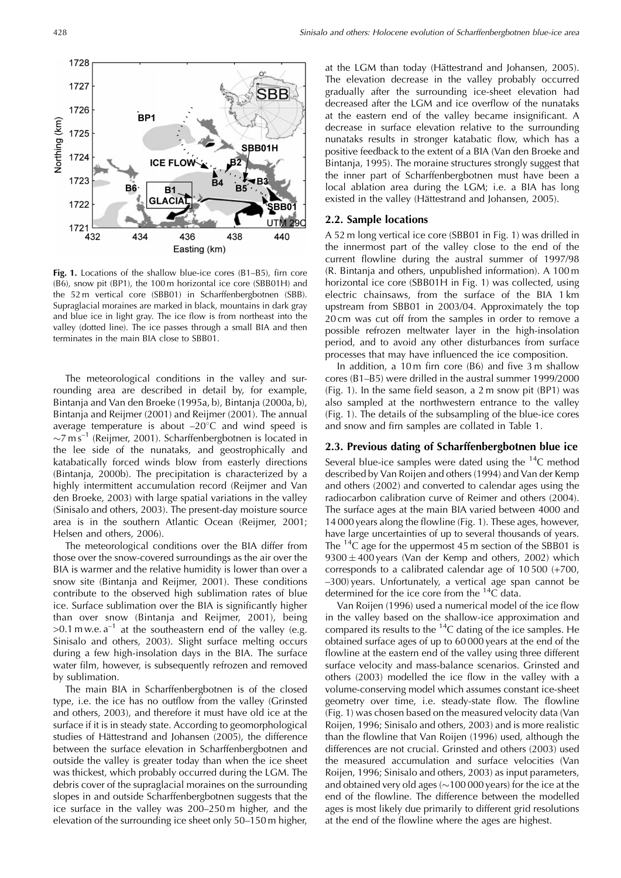**Fig. 1.** Locations of the shallow blue-ice cores (B1–B5), firn core (B6), snow pit (BP1), the 100 m horizontal ice core (SBB01H) and the 52 m vertical core (SBB01) in Scharffenbergbotnen (SBB). Supraglacial moraines are marked in black, mountains in dark gray and blue ice in light gray. The ice flow is from northeast into the valley (dotted line). The ice passes through a small BIA and then terminates in the main BIA close to SBB01.

The meteorological conditions in the valley and surrounding area are described in detail by, for example, Bintanja and Van den Broeke (1995a, b), Bintanja (2000a, b), Bintanja and Reijmer (2001) and Reijmer (2001). The annual average temperature is about –20°C and wind speed is ~7 m s$^{-1}$ (Reijmer, 2001). Scharffenbergbotnen is located in the lee side of the nunataks, and geostrophically and katabatically forced winds blow from easterly directions (Bintanja, 2000b). The precipitation is characterized by a highly intermittent accumulation record (Reijmer and Van den Broeke, 2003) with large spatial variations in the valley (Sinisalo and others, 2003). The present-day moisture source area is in the southern Atlantic Ocean (Reijmer, 2001; Helsen and others, 2006).

The meteorological conditions over the BIA differ from those over the snow-covered surroundings as the air over the BIA is warmer and the relative humidity is lower than over a snow site (Bintanja and Reijmer, 2001). These conditions contribute to the observed high sublimation rates of blue ice. Surface sublimation over the BIA is significantly higher than over snow (Bintanja and Reijmer, 2001), being >0.1 m w.e. a$^{-1}$ at the southeastern end of the valley (e.g. Sinisalo and others, 2003). Slight surface melting occurs during a few high-insolation days in the BIA. The surface water film, however, is subsequently refrozen and removed by sublimation.

The main BIA in Scharffenbergbotnen is of the closed type, i.e. the ice has no outflow from the valley (Grinsted and others, 2003), and therefore it must have old ice at the surface if it is in steady state. According to geomorphological studies of Hättestrand and Johansen (2005), the difference between the surface elevation in Scharffenbergbotnen and outside the valley is greater today than when the ice sheet was thickest, which probably occurred during the LGM. The debris cover of the supraglacial moraines on the surrounding slopes in and outside Scharffenbergbotnen suggests that the ice surface in the valley was 200–250 m higher, and the elevation of the surrounding ice sheet only 50–150 m higher, at the LGM than today (Hättestrand and Johansen, 2005). The elevation decrease in the valley probably occurred gradually after the surrounding ice-sheet elevation had decreased after the LGM and ice overflow of the nunataks at the eastern end of the valley became insignificant. A decrease in surface elevation relative to the surrounding nunataks results in stronger katabatic flow, which has a positive feedback to the extent of a BIA (Van den Broeke and Bintanja, 1995). The moraine structures strongly suggest that the inner part of Scharffenbergbotnen must have been a local ablation area during the LGM; i.e. a BIA has long existed in the valley (Hättestrand and Johansen, 2005).

## 2.2. Sample locations

A 52 m long vertical ice core (SBB01 in Fig. 1) was drilled in the innermost part of the valley close to the end of the current flowline during the austral summer of 1997/98 (R. Bintanja and others, unpublished information). A 100 m horizontal ice core (SBB01H in Fig. 1) was collected, using electric chainsaws, from the surface of the BIA 1 km upstream from SBB01 in 2003/04. Approximately the top 20 cm was cut off from the samples in order to remove a possible refrozen meltwater layer in the high-insolation period, and to avoid any other disturbances from surface processes that may have influenced the ice composition.

In addition, a 10 m firn core (B6) and five 3 m shallow cores (B1–B5) were drilled in the austral summer 1999/2000 (Fig. 1). In the same field season, a 2 m snow pit (BP1) was also sampled at the northwestern entrance to the valley (Fig. 1). The details of the subsampling of the blue-ice cores and snow and firn samples are collated in Table 1.

## 2.3. Previous dating of Scharffenbergbotnen blue ice

Several blue-ice samples were dated using the $^{14}$C method described by Van Roijen and others (1994) and Van der Kemp and others (2002) and converted to calendar ages using the radiocarbon calibration curve of Reimer and others (2004). The surface ages at the main BIA varied between 4000 and 14 000 years along the flowline (Fig. 1). These ages, however, have large uncertainties of up to several thousands of years. The $^{14}$C age for the uppermost 45 m section of the SBB01 is 9300 ± 400 years (Van der Kemp and others, 2002) which corresponds to a calibrated calendar age of 10 500 (+700, –300) years. Unfortunately, a vertical age span cannot be determined for the ice core from the $^{14}$C data.

Van Roijen (1996) used a numerical model of the ice flow in the valley based on the shallow-ice approximation and compared its results to the $^{14}$C dating of the ice samples. He obtained surface ages of up to 60 000 years at the end of the flowline at the eastern end of the valley using three different surface velocity and mass-balance scenarios. Grinsted and others (2003) modelled the ice flow in the valley with a volume-conserving model which assumes constant ice-sheet geometry over time, i.e. steady-state flow. The flowline (Fig. 1) was chosen based on the measured velocity data (Van Roijen, 1996; Sinisalo and others, 2003) and is more realistic than the flowline that Van Roijen (1996) used, although the differences are not crucial. Grinsted and others (2003) used the measured accumulation and surface velocities (Van Roijen, 1996; Sinisalo and others, 2003) as input parameters, and obtained very old ages (~100 000 years) for the ice at the end of the flowline. The difference between the modelled ages is most likely due primarily to different grid resolutions at the end of the flowline where the ages are highest.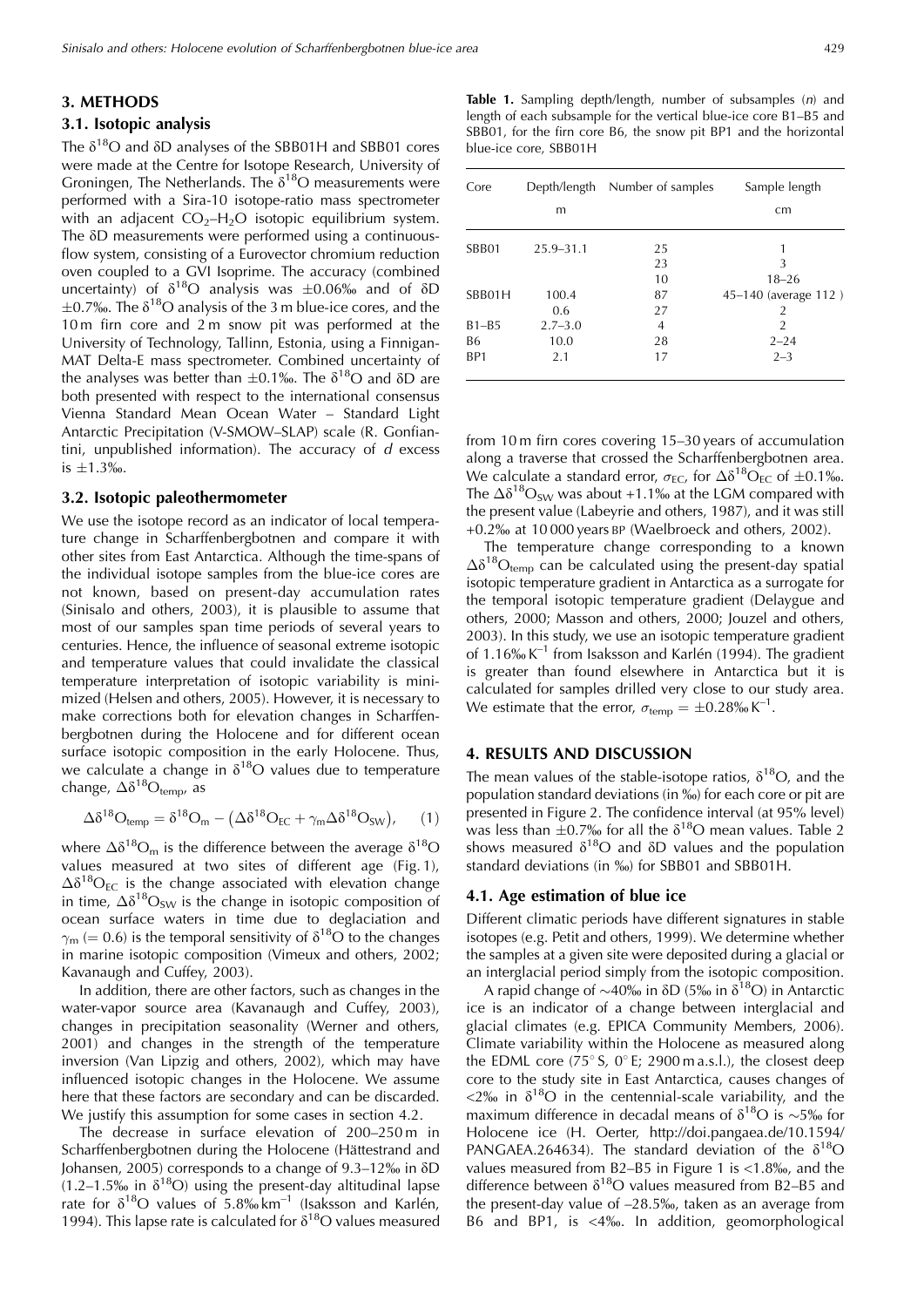## 3. METHODS

### 3.1. Isotopic analysis

The $\delta^{18}O$ and $\delta D$ analyses of the SBB01H and SBB01 cores were made at the Centre for Isotope Research, University of Groningen, The Netherlands. The $\delta^{18}O$ measurements were performed with a Sira-10 isotope-ratio mass spectrometer with an adjacent $CO_2$–$H_2O$ isotopic equilibrium system. The $\delta D$ measurements were performed using a continuous-flow system, consisting of a Eurovector chromium reduction oven coupled to a GVI Isoprime. The accuracy (combined uncertainty) of $\delta^{18}O$ analysis was ±0.06‰ and of $\delta D$ ±0.7‰. The $\delta^{18}O$ analysis of the 3 m blue-ice cores, and the 10 m firn core and 2 m snow pit was performed at the University of Technology, Tallinn, Estonia, using a Finnigan-MAT Delta-E mass spectrometer. Combined uncertainty of the analyses was better than ±0.1‰. The $\delta^{18}O$ and $\delta D$ are both presented with respect to the international consensus Vienna Standard Mean Ocean Water – Standard Light Antarctic Precipitation (V-SMOW–SLAP) scale (R. Gonfiantini, unpublished information). The accuracy of $d$ excess is ±1.3‰.

### 3.2. Isotopic paleothermometer

We use the isotope record as an indicator of local temperature change in Scharffenbergbotnen and compare it with other sites from East Antarctica. Although the time-spans of the individual isotope samples from the blue-ice cores are not known, based on present-day accumulation rates (Sinisalo and others, 2003), it is plausible to assume that most of our samples span time periods of several years to centuries. Hence, the influence of seasonal extreme isotopic and temperature values that could invalidate the classical temperature interpretation of isotopic variability is minimized (Helsen and others, 2005). However, it is necessary to make corrections both for elevation changes in Scharffenbergbotnen during the Holocene and for different ocean surface isotopic composition in the early Holocene. Thus, we calculate a change in $\delta^{18}O$ values due to temperature change, $\Delta\delta^{18}O_{temp}$, as

$$\Delta\delta^{18}O_{temp} = \delta^{18}O_m - \left(\Delta\delta^{18}O_{EC} + \gamma_m \Delta\delta^{18}O_{SW}\right), \qquad (1)$$

where $\Delta\delta^{18}O_m$ is the difference between the average $\delta^{18}O$ values measured at two sites of different age (Fig. 1), $\Delta\delta^{18}O_{EC}$ is the change associated with elevation change in time, $\Delta\delta^{18}O_{SW}$ is the change in isotopic composition of ocean surface waters in time due to deglaciation and $\gamma_m$ (= 0.6) is the temporal sensitivity of $\delta^{18}O$ to the changes in marine isotopic composition (Vimeux and others, 2002; Kavanaugh and Cuffey, 2003).

In addition, there are other factors, such as changes in the water-vapor source area (Kavanaugh and Cuffey, 2003), changes in precipitation seasonality (Werner and others, 2001) and changes in the strength of the temperature inversion (Van Lipzig and others, 2002), which may have influenced isotopic changes in the Holocene. We assume here that these factors are secondary and can be discarded. We justify this assumption for some cases in section 4.2.

The decrease in surface elevation of 200–250 m in Scharffenbergbotnen during the Holocene (Hättestrand and Johansen, 2005) corresponds to a change of 9.3–12‰ in $\delta D$ (1.2–1.5‰ in $\delta^{18}O$) using the present-day altitudinal lapse rate for $\delta^{18}O$ values of 5.8‰ km$^{-1}$ (Isaksson and Karlén, 1994). This lapse rate is calculated for $\delta^{18}O$ values measured from 10 m firn cores covering 15–30 years of accumulation along a traverse that crossed the Scharffenbergbotnen area. We calculate a standard error, $\sigma_{EC}$, for $\Delta\delta^{18}O_{EC}$ of ±0.1‰. The $\Delta\delta^{18}O_{SW}$ was about +1.1‰ at the LGM compared with the present value (Labeyrie and others, 1987), and it was still +0.2‰ at 10 000 years BP (Waelbroeck and others, 2002).

The temperature change corresponding to a known $\Delta\delta^{18}O_{temp}$ can be calculated using the present-day spatial isotopic temperature gradient in Antarctica as a surrogate for the temporal isotopic temperature gradient (Delaygue and others, 2000; Masson and others, 2000; Jouzel and others, 2003). In this study, we use an isotopic temperature gradient of 1.16‰ K$^{-1}$ from Isaksson and Karlén (1994). The gradient is greater than found elsewhere in Antarctica but it is calculated for samples drilled very close to our study area. We estimate that the error, $\sigma_{temp}$ = ±0.28‰ K$^{-1}$.

**Table 1.** Sampling depth/length, number of subsamples ($n$) and length of each subsample for the vertical blue-ice core B1–B5 and SBB01, for the firn core B6, the snow pit BP1 and the horizontal blue-ice core, SBB01H

| Core | Depth/length | Number of samples | Sample length |
|---|---|---|---|
| | m | | cm |
| SBB01 | 25.9–31.1 | 25 | 1 |
| | | 23 | 3 |
| | | 10 | 18–26 |
| SBB01H | 100.4 | 87 | 45–140 (average 112 ) |
| | 0.6 | 27 | 2 |
| B1–B5 | 2.7–3.0 | 4 | 2 |
| B6 | 10.0 | 28 | 2–24 |
| BP1 | 2.1 | 17 | 2–3 |

## 4. RESULTS AND DISCUSSION

The mean values of the stable-isotope ratios, $\delta^{18}O$, and the population standard deviations (in ‰) for each core or pit are presented in Figure 2. The confidence interval (at 95% level) was less than ±0.7‰ for all the $\delta^{18}O$ mean values. Table 2 shows measured $\delta^{18}O$ and $\delta D$ values and the population standard deviations (in ‰) for SBB01 and SBB01H.

### 4.1. Age estimation of blue ice

Different climatic periods have different signatures in stable isotopes (e.g. Petit and others, 1999). We determine whether the samples at a given site were deposited during a glacial or an interglacial period simply from the isotopic composition.

A rapid change of ~40‰ in $\delta D$ (5‰ in $\delta^{18}O$) in Antarctic ice is an indicator of a change between interglacial and glacial climates (e.g. EPICA Community Members, 2006). Climate variability within the Holocene as measured along the EDML core (75° S, 0° E; 2900 m a.s.l.), the closest deep core to the study site in East Antarctica, causes changes of <2‰ in $\delta^{18}O$ in the centennial-scale variability, and the maximum difference in decadal means of $\delta^{18}O$ is ~5‰ for Holocene ice (H. Oerter, http://doi.pangaea.de/10.1594/PANGAEA.264634). The standard deviation of the $\delta^{18}O$ values measured from B2–B5 in Figure 1 is <1.8‰, and the difference between $\delta^{18}O$ values measured from B2–B5 and the present-day value of –28.5‰, taken as an average from B6 and BP1, is <4‰. In addition, geomorphological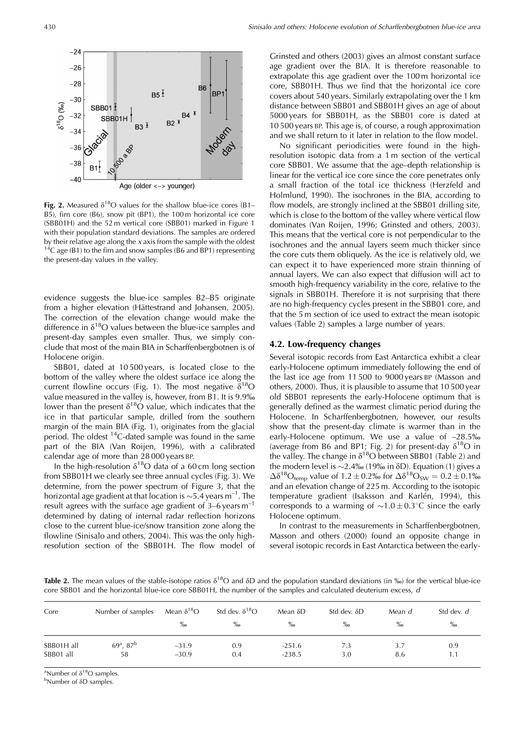**Fig. 2.** Measured $\delta^{18}O$ values for the shallow blue-ice cores (B1–B5), firn core (B6), snow pit (BP1), the 100 m horizontal ice core (SBB01H) and the 52 m vertical core (SBB01) marked in Figure 1 with their population standard deviations. The samples are ordered by their relative age along the $x$ axis from the sample with the oldest $^{14}C$ age (B1) to the firn and snow samples (B6 and BP1) representing the present-day values in the valley.

evidence suggests the blue-ice samples B2–B5 originate from a higher elevation (Hättestrand and Johansen, 2005). The correction of the elevation change would make the difference in $\delta^{18}O$ values between the blue-ice samples and present-day samples even smaller. Thus, we simply conclude that most of the main BIA in Scharffenbergbotnen is of Holocene origin.

SBB01, dated at 10 500 years, is located close to the bottom of the valley where the oldest surface ice along the current flowline occurs (Fig. 1). The most negative $\delta^{18}O$ value measured in the valley is, however, from B1. It is 9.9‰ lower than the present $\delta^{18}O$ value, which indicates that the ice in that particular sample, drilled from the southern margin of the main BIA (Fig. 1), originates from the glacial period. The oldest $^{14}C$-dated sample was found in the same part of the BIA (Van Roijen, 1996), with a calibrated calendar age of more than 28 000 years BP.

In the high-resolution $\delta^{18}O$ data of a 60 cm long section from SBB01H we clearly see three annual cycles (Fig. 3). We determine, from the power spectrum of Figure 3, that the horizontal age gradient at that location is ~5.4 years m$^{-1}$. The result agrees with the surface age gradient of 3–6 years m$^{-1}$ determined by dating of internal radar reflection horizons close to the current blue-ice/snow transition zone along the flowline (Sinisalo and others, 2004). This was the only high-resolution section of the SBB01H. The flow model of Grinsted and others (2003) gives an almost constant surface age gradient over the BIA. It is therefore reasonable to extrapolate this age gradient over the 100 m horizontal ice core, SBB01H. Thus we find that the horizontal ice core covers about 540 years. Similarly extrapolating over the 1 km distance between SBB01 and SBB01H gives an age of about 5000 years for SBB01H, as the SBB01 core is dated at 10 500 years BP. This age is, of course, a rough approximation and we shall return to it later in relation to the flow model.

No significant periodicities were found in the high-resolution isotopic data from a 1 m section of the vertical core SBB01. We assume that the age–depth relationship is linear for the vertical ice core since the core penetrates only a small fraction of the total ice thickness (Herzfeld and Holmlund, 1990). The isochrones in the BIA, according to flow models, are strongly inclined at the SBB01 drilling site, which is close to the bottom of the valley where vertical flow dominates (Van Roijen, 1996; Grinsted and others, 2003). This means that the vertical core is not perpendicular to the isochrones and the annual layers seem much thicker since the core cuts them obliquely. As the ice is relatively old, we can expect it to have experienced more strain thinning of annual layers. We can also expect that diffusion will act to smooth high-frequency variability in the core, relative to the signals in SBB01H. Therefore it is not surprising that there are no high-frequency cycles present in the SBB01 core, and that the 5 m section of ice used to extract the mean isotopic values (Table 2) samples a large number of years.

## 4.2. Low-frequency changes

Several isotopic records from East Antarctica exhibit a clear early-Holocene optimum immediately following the end of the last ice age from 11 500 to 9000 years BP (Masson and others, 2000). Thus, it is plausible to assume that 10 500 year old SBB01 represents the early-Holocene optimum that is generally defined as the warmest climatic period during the Holocene. In Scharffenbergbotnen, however, our results show that the present-day climate is warmer than in the early-Holocene optimum. We use a value of –28.5‰ (average from B6 and BP1; Fig. 2) for present-day $\delta^{18}O$ in the valley. The change in $\delta^{18}O$ between SBB01 (Table 2) and the modern level is ~2.4‰ (19‰ in δD). Equation (1) gives a $\Delta\delta^{18}O_{temp}$ value of $1.2 \pm 0.2$‰ for $\Delta\delta^{18}O_{SW} = 0.2 \pm 0.1$‰ and an elevation change of 225 m. According to the isotopic temperature gradient (Isaksson and Karlén, 1994), this corresponds to a warming of $\sim 1.0 \pm 0.3^{\circ}C$ since the early Holocene optimum.

In contrast to the measurements in Scharffenbergbotnen, Masson and others (2000) found an opposite change in several isotopic records in East Antarctica between the early-

**Table 2.** The mean values of the stable-isotope ratios $\delta^{18}O$ and δD and the population standard deviations (in ‰) for the vertical blue-ice core SBB01 and the horizontal blue-ice core SBB01H, the number of the samples and calculated deuterium excess, $d$

| Core | Number of samples | Mean $\delta^{18}O$ ‰ | Std dev. $\delta^{18}O$ ‰ | Mean δD ‰ | Std dev. δD ‰ | Mean $d$ ‰ | Std dev. $d$ ‰ |
|---|---|---|---|---|---|---|---|
| SBB01H all | 69[a], 87[b] | −31.9 | 0.9 | −251.6 | 7.3 | 3.7 | 0.9 |
| SBB01 all | 58 | −30.9 | 0.4 | −238.5 | 3.0 | 8.6 | 1.1 |

[a]Number of $\delta^{18}O$ samples.
[b]Number of δD samples.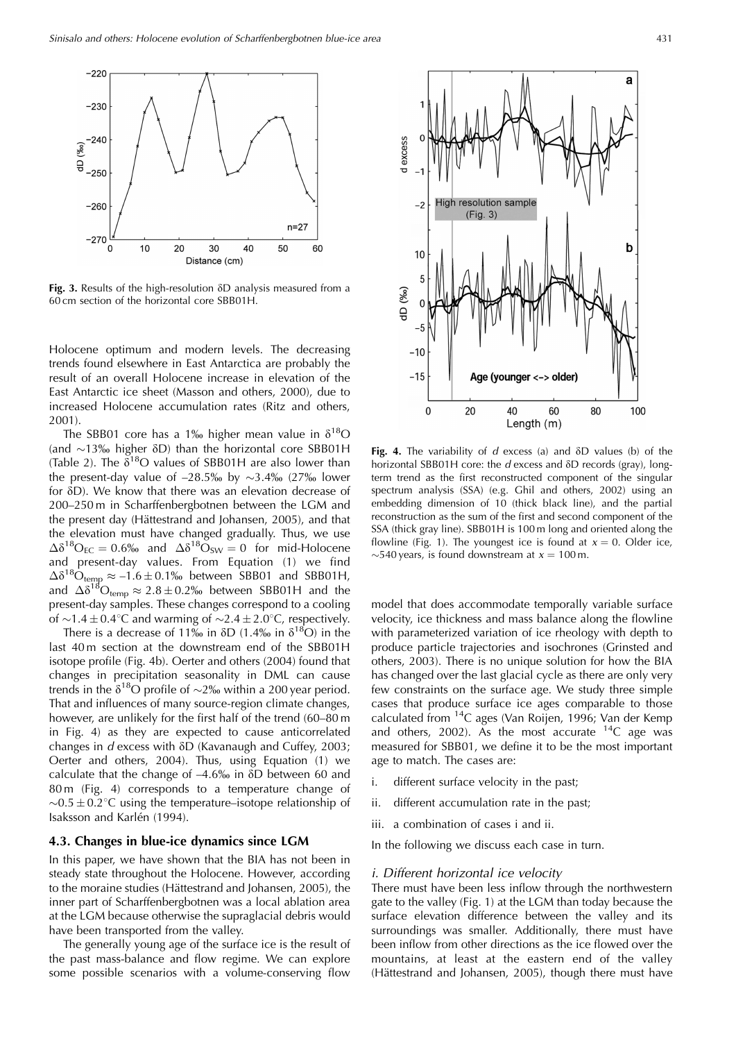**Fig. 3.** Results of the high-resolution δD analysis measured from a 60 cm section of the horizontal core SBB01H.

Holocene optimum and modern levels. The decreasing trends found elsewhere in East Antarctica are probably the result of an overall Holocene increase in elevation of the East Antarctic ice sheet (Masson and others, 2000), due to increased Holocene accumulation rates (Ritz and others, 2001).

The SBB01 core has a 1‰ higher mean value in $\delta^{18}O$ (and ~13‰ higher δD) than the horizontal core SBB01H (Table 2). The $\delta^{18}O$ values of SBB01H are also lower than the present-day value of –28.5‰ by ~3.4‰ (27‰ lower for δD). We know that there was an elevation decrease of 200–250 m in Scharffenbergbotnen between the LGM and the present day (Hättestrand and Johansen, 2005), and that the elevation must have changed gradually. Thus, we use $\Delta\delta^{18}O_{EC} = 0.6‰$ and $\Delta\delta^{18}O_{SW} = 0$ for mid-Holocene and present-day values. From Equation (1) we find $\Delta\delta^{18}O_{temp} \approx -1.6 \pm 0.1‰$ between SBB01 and SBB01H, and $\Delta\delta^{18}O_{temp} \approx 2.8 \pm 0.2‰$ between SBB01H and the present-day samples. These changes correspond to a cooling of ~1.4 ± 0.4°C and warming of ~2.4 ± 2.0°C, respectively.

There is a decrease of 11‰ in δD (1.4‰ in $\delta^{18}O$) in the last 40 m section at the downstream end of the SBB01H isotope profile (Fig. 4b). Oerter and others (2004) found that changes in precipitation seasonality in DML can cause trends in the $\delta^{18}O$ profile of ~2‰ within a 200 year period. That and influences of many source-region climate changes, however, are unlikely for the first half of the trend (60–80 m in Fig. 4) as they are expected to cause anticorrelated changes in *d* excess with δD (Kavanaugh and Cuffey, 2003; Oerter and others, 2004). Thus, using Equation (1) we calculate that the change of –4.6‰ in δD between 60 and 80 m (Fig. 4) corresponds to a temperature change of ~0.5 ± 0.2°C using the temperature–isotope relationship of Isaksson and Karlén (1994).

### 4.3. Changes in blue-ice dynamics since LGM

In this paper, we have shown that the BIA has not been in steady state throughout the Holocene. However, according to the moraine studies (Hättestrand and Johansen, 2005), the inner part of Scharffenbergbotnen was a local ablation area at the LGM because otherwise the supraglacial debris would have been transported from the valley.

The generally young age of the surface ice is the result of the past mass-balance and flow regime. We can explore some possible scenarios with a volume-conserving flow

**Fig. 4.** The variability of *d* excess (a) and δD values (b) of the horizontal SBB01H core: the *d* excess and δD records (gray), long-term trend as the first reconstructed component of the singular spectrum analysis (SSA) (e.g. Ghil and others, 2002) using an embedding dimension of 10 (thick black line), and the partial reconstruction as the sum of the first and second component of the SSA (thick gray line). SBB01H is 100 m long and oriented along the flowline (Fig. 1). The youngest ice is found at $x = 0$. Older ice, ~540 years, is found downstream at $x = 100$ m.

model that does accommodate temporally variable surface velocity, ice thickness and mass balance along the flowline with parameterized variation of ice rheology with depth to produce particle trajectories and isochrones (Grinsted and others, 2003). There is no unique solution for how the BIA has changed over the last glacial cycle as there are only very few constraints on the surface age. We study three simple cases that produce surface ice ages comparable to those calculated from $^{14}C$ ages (Van Roijen, 1996; Van der Kemp and others, 2002). As the most accurate $^{14}C$ age was measured for SBB01, we define it to be the most important age to match. The cases are:

i. different surface velocity in the past;

ii. different accumulation rate in the past;

iii. a combination of cases i and ii.

In the following we discuss each case in turn.

#### *i. Different horizontal ice velocity*

There must have been less inflow through the northwestern gate to the valley (Fig. 1) at the LGM than today because the surface elevation difference between the valley and its surroundings was smaller. Additionally, there must have been inflow from other directions as the ice flowed over the mountains, at least at the eastern end of the valley (Hättestrand and Johansen, 2005), though there must have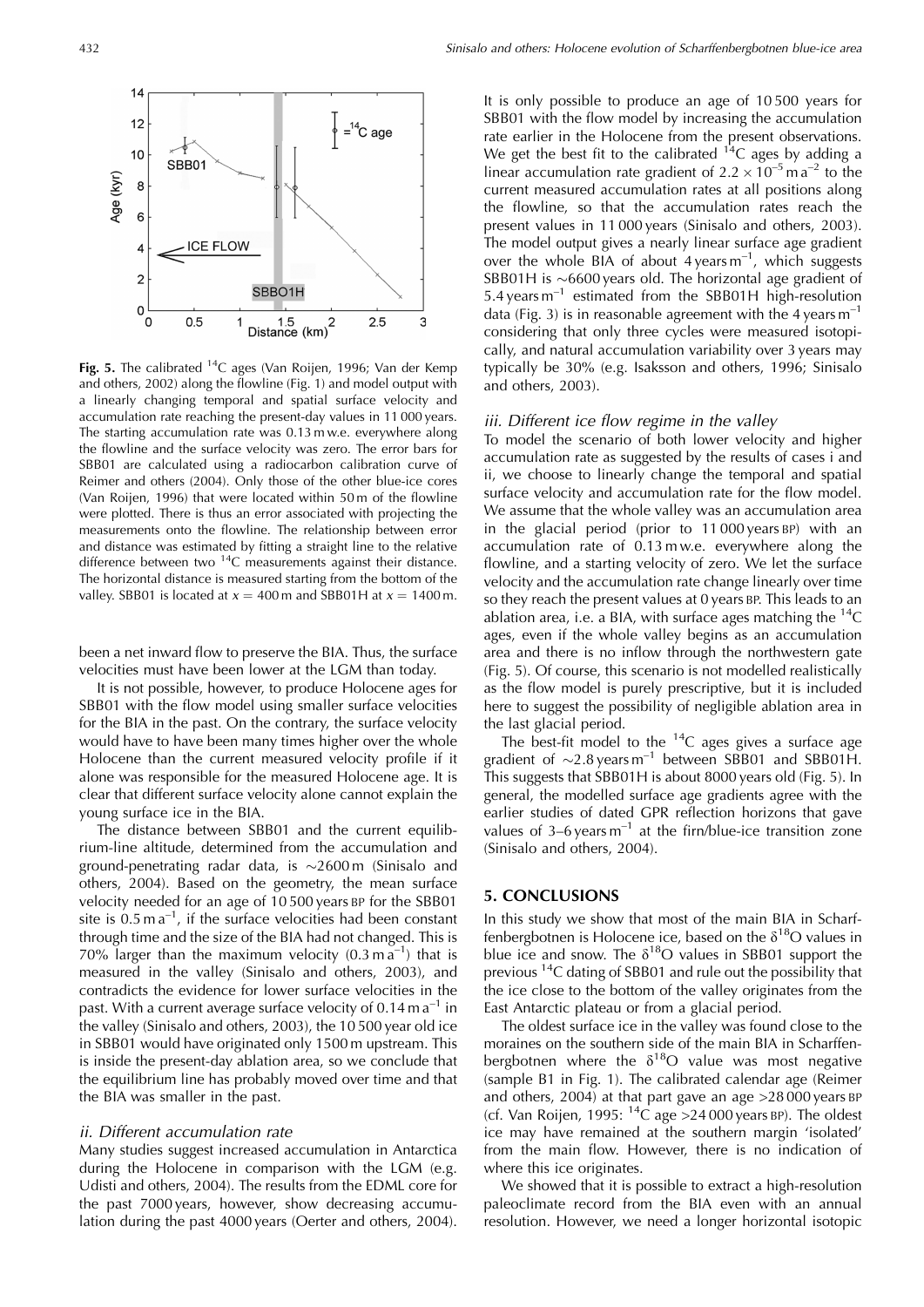**Fig. 5.** The calibrated $^{14}$C ages (Van Roijen, 1996; Van der Kemp and others, 2002) along the flowline (Fig. 1) and model output with a linearly changing temporal and spatial surface velocity and accumulation rate reaching the present-day values in 11 000 years. The starting accumulation rate was 0.13 m w.e. everywhere along the flowline and the surface velocity was zero. The error bars for SBB01 are calculated using a radiocarbon calibration curve of Reimer and others (2004). Only those of the other blue-ice cores (Van Roijen, 1996) that were located within 50 m of the flowline were plotted. There is thus an error associated with projecting the measurements onto the flowline. The relationship between error and distance was estimated by fitting a straight line to the relative difference between two $^{14}$C measurements against their distance. The horizontal distance is measured starting from the bottom of the valley. SBB01 is located at $x = 400$ m and SBB01H at $x = 1400$ m.

been a net inward flow to preserve the BIA. Thus, the surface velocities must have been lower at the LGM than today.

It is not possible, however, to produce Holocene ages for SBB01 with the flow model using smaller surface velocities for the BIA in the past. On the contrary, the surface velocity would have to have been many times higher over the whole Holocene than the current measured velocity profile if it alone was responsible for the measured Holocene age. It is clear that different surface velocity alone cannot explain the young surface ice in the BIA.

The distance between SBB01 and the current equilibrium-line altitude, determined from the accumulation and ground-penetrating radar data, is ~2600 m (Sinisalo and others, 2004). Based on the geometry, the mean surface velocity needed for an age of 10 500 years BP for the SBB01 site is 0.5 m a$^{-1}$, if the surface velocities had been constant through time and the size of the BIA had not changed. This is 70% larger than the maximum velocity (0.3 m a$^{-1}$) that is measured in the valley (Sinisalo and others, 2003), and contradicts the evidence for lower surface velocities in the past. With a current average surface velocity of 0.14 m a$^{-1}$ in the valley (Sinisalo and others, 2003), the 10 500 year old ice in SBB01 would have originated only 1500 m upstream. This is inside the present-day ablation area, so we conclude that the equilibrium line has probably moved over time and that the BIA was smaller in the past.

### *ii. Different accumulation rate*

Many studies suggest increased accumulation in Antarctica during the Holocene in comparison with the LGM (e.g. Udisti and others, 2004). The results from the EDML core for the past 7000 years, however, show decreasing accumulation during the past 4000 years (Oerter and others, 2004). It is only possible to produce an age of 10 500 years for SBB01 with the flow model by increasing the accumulation rate earlier in the Holocene from the present observations. We get the best fit to the calibrated $^{14}$C ages by adding a linear accumulation rate gradient of $2.2 \times 10^{-5}$ m a$^{-2}$ to the current measured accumulation rates at all positions along the flowline, so that the accumulation rates reach the present values in 11 000 years (Sinisalo and others, 2003). The model output gives a nearly linear surface age gradient over the whole BIA of about 4 years m$^{-1}$, which suggests SBB01H is ~6600 years old. The horizontal age gradient of 5.4 years m$^{-1}$ estimated from the SBB01H high-resolution data (Fig. 3) is in reasonable agreement with the 4 years m$^{-1}$ considering that only three cycles were measured isotopically, and natural accumulation variability over 3 years may typically be 30% (e.g. Isaksson and others, 1996; Sinisalo and others, 2003).

### *iii. Different ice flow regime in the valley*

To model the scenario of both lower velocity and higher accumulation rate as suggested by the results of cases i and ii, we choose to linearly change the temporal and spatial surface velocity and accumulation rate for the flow model. We assume that the whole valley was an accumulation area in the glacial period (prior to 11 000 years BP) with an accumulation rate of 0.13 m w.e. everywhere along the flowline, and a starting velocity of zero. We let the surface velocity and the accumulation rate change linearly over time so they reach the present values at 0 years BP. This leads to an ablation area, i.e. a BIA, with surface ages matching the $^{14}$C ages, even if the whole valley begins as an accumulation area and there is no inflow through the northwestern gate (Fig. 5). Of course, this scenario is not modelled realistically as the flow model is purely prescriptive, but it is included here to suggest the possibility of negligible ablation area in the last glacial period.

The best-fit model to the $^{14}$C ages gives a surface age gradient of ~2.8 years m$^{-1}$ between SBB01 and SBB01H. This suggests that SBB01H is about 8000 years old (Fig. 5). In general, the modelled surface age gradients agree with the earlier studies of dated GPR reflection horizons that gave values of 3–6 years m$^{-1}$ at the firn/blue-ice transition zone (Sinisalo and others, 2004).

## 5. CONCLUSIONS

In this study we show that most of the main BIA in Scharffenbergbotnen is Holocene ice, based on the $\delta^{18}$O values in blue ice and snow. The $\delta^{18}$O values in SBB01 support the previous $^{14}$C dating of SBB01 and rule out the possibility that the ice close to the bottom of the valley originates from the East Antarctic plateau or from a glacial period.

The oldest surface ice in the valley was found close to the moraines on the southern side of the main BIA in Scharffenbergbotnen where the $\delta^{18}$O value was most negative (sample B1 in Fig. 1). The calibrated calendar age (Reimer and others, 2004) at that part gave an age >28 000 years BP (cf. Van Roijen, 1995: $^{14}$C age >24 000 years BP). The oldest ice may have remained at the southern margin 'isolated' from the main flow. However, there is no indication of where this ice originates.

We showed that it is possible to extract a high-resolution paleoclimate record from the BIA even with an annual resolution. However, we need a longer horizontal isotopic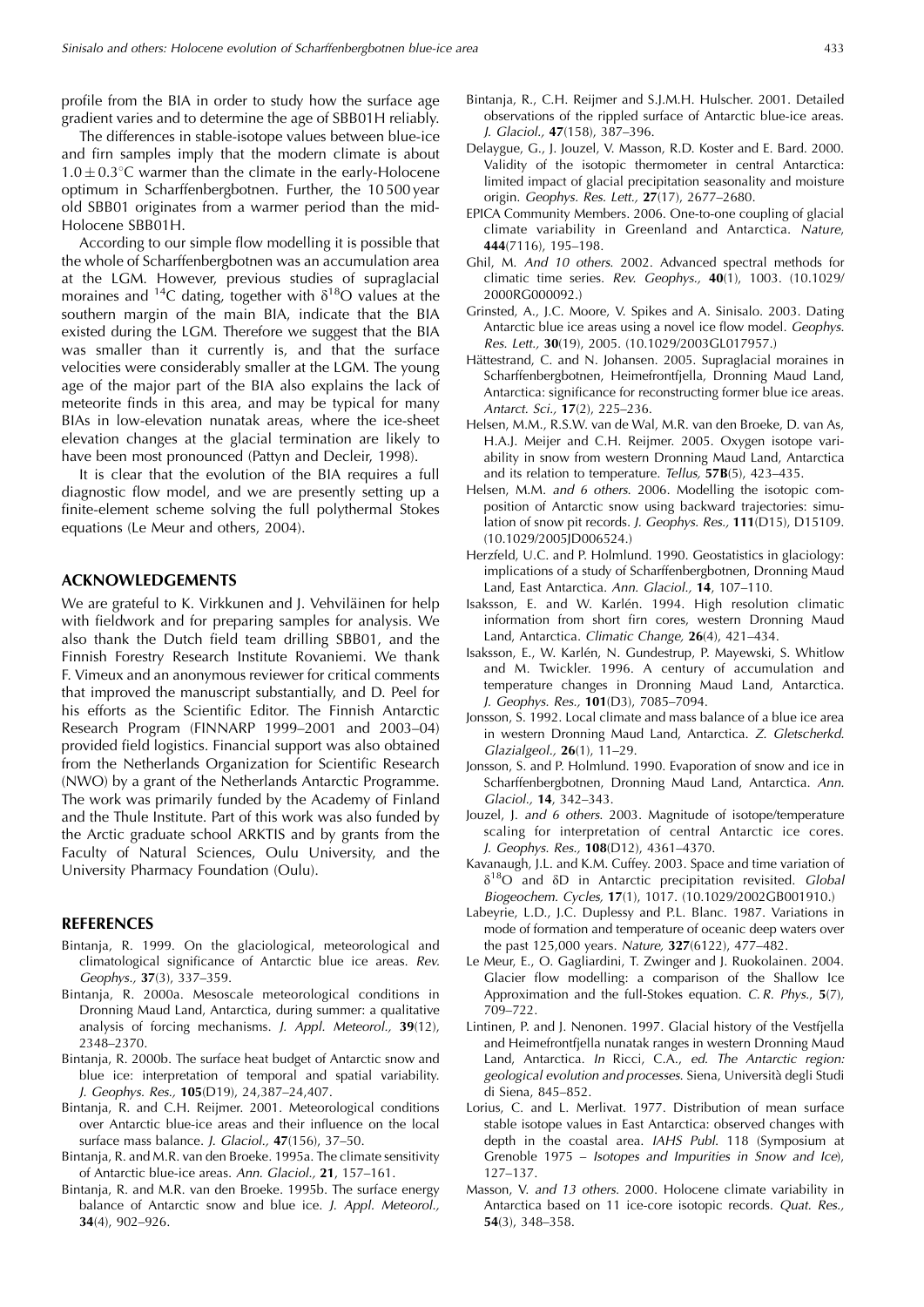profile from the BIA in order to study how the surface age gradient varies and to determine the age of SBB01H reliably.

The differences in stable-isotope values between blue-ice and firn samples imply that the modern climate is about $1.0 \pm 0.3^{\circ}$C warmer than the climate in the early-Holocene optimum in Scharffenbergbotnen. Further, the 10 500 year old SBB01 originates from a warmer period than the mid-Holocene SBB01H.

According to our simple flow modelling it is possible that the whole of Scharffenbergbotnen was an accumulation area at the LGM. However, previous studies of supraglacial moraines and $^{14}$C dating, together with $\delta^{18}$O values at the southern margin of the main BIA, indicate that the BIA existed during the LGM. Therefore we suggest that the BIA was smaller than it currently is, and that the surface velocities were considerably smaller at the LGM. The young age of the major part of the BIA also explains the lack of meteorite finds in this area, and may be typical for many BIAs in low-elevation nunatak areas, where the ice-sheet elevation changes at the glacial termination are likely to have been most pronounced (Pattyn and Decleir, 1998).

It is clear that the evolution of the BIA requires a full diagnostic flow model, and we are presently setting up a finite-element scheme solving the full polythermal Stokes equations (Le Meur and others, 2004).

## ACKNOWLEDGEMENTS

We are grateful to K. Virkkunen and J. Vehviläinen for help with fieldwork and for preparing samples for analysis. We also thank the Dutch field team drilling SBB01, and the Finnish Forestry Research Institute Rovaniemi. We thank F. Vimeux and an anonymous reviewer for critical comments that improved the manuscript substantially, and D. Peel for his efforts as the Scientific Editor. The Finnish Antarctic Research Program (FINNARP 1999–2001 and 2003–04) provided field logistics. Financial support was also obtained from the Netherlands Organization for Scientific Research (NWO) by a grant of the Netherlands Antarctic Programme. The work was primarily funded by the Academy of Finland and the Thule Institute. Part of this work was also funded by the Arctic graduate school ARKTIS and by grants from the Faculty of Natural Sciences, Oulu University, and the University Pharmacy Foundation (Oulu).

## REFERENCES

Bintanja, R. 1999. On the glaciological, meteorological and climatological significance of Antarctic blue ice areas. *Rev. Geophys.,* **37**(3), 337–359.

Bintanja, R. 2000a. Mesoscale meteorological conditions in Dronning Maud Land, Antarctica, during summer: a qualitative analysis of forcing mechanisms. *J. Appl. Meteorol.,* **39**(12), 2348–2370.

Bintanja, R. 2000b. The surface heat budget of Antarctic snow and blue ice: interpretation of temporal and spatial variability. *J. Geophys. Res.,* **105**(D19), 24,387–24,407.

Bintanja, R. and C.H. Reijmer. 2001. Meteorological conditions over Antarctic blue-ice areas and their influence on the local surface mass balance. *J. Glaciol.,* **47**(156), 37–50.

Bintanja, R. and M.R. van den Broeke. 1995a. The climate sensitivity of Antarctic blue-ice areas. *Ann. Glaciol.,* **21**, 157–161.

Bintanja, R. and M.R. van den Broeke. 1995b. The surface energy balance of Antarctic snow and blue ice. *J. Appl. Meteorol.,* **34**(4), 902–926.

Bintanja, R., C.H. Reijmer and S.J.M.H. Hulscher. 2001. Detailed observations of the rippled surface of Antarctic blue-ice areas. *J. Glaciol.,* **47**(158), 387–396.

Delaygue, G., J. Jouzel, V. Masson, R.D. Koster and E. Bard. 2000. Validity of the isotopic thermometer in central Antarctica: limited impact of glacial precipitation seasonality and moisture origin. *Geophys. Res. Lett.,* **27**(17), 2677–2680.

EPICA Community Members. 2006. One-to-one coupling of glacial climate variability in Greenland and Antarctica. *Nature,* **444**(7116), 195–198.

Ghil, M. *And 10 others.* 2002. Advanced spectral methods for climatic time series. *Rev. Geophys.,* **40**(1), 1003. (10.1029/2000RG000092.)

Grinsted, A., J.C. Moore, V. Spikes and A. Sinisalo. 2003. Dating Antarctic blue ice areas using a novel ice flow model. *Geophys. Res. Lett.,* **30**(19), 2005. (10.1029/2003GL017957.)

Hättestrand, C. and N. Johansen. 2005. Supraglacial moraines in Scharffenbergbotnen, Heimefrontfjella, Dronning Maud Land, Antarctica: significance for reconstructing former blue ice areas. *Antarct. Sci.,* **17**(2), 225–236.

Helsen, M.M., R.S.W. van de Wal, M.R. van den Broeke, D. van As, H.A.J. Meijer and C.H. Reijmer. 2005. Oxygen isotope variability in snow from western Dronning Maud Land, Antarctica and its relation to temperature. *Tellus,* **57B**(5), 423–435.

Helsen, M.M. *and 6 others.* 2006. Modelling the isotopic composition of Antarctic snow using backward trajectories: simulation of snow pit records. *J. Geophys. Res.,* **111**(D15), D15109. (10.1029/2005JD006524.)

Herzfeld, U.C. and P. Holmlund. 1990. Geostatistics in glaciology: implications of a study of Scharffenbergbotnen, Dronning Maud Land, East Antarctica. *Ann. Glaciol.,* **14**, 107–110.

Isaksson, E. and W. Karlén. 1994. High resolution climatic information from short firn cores, western Dronning Maud Land, Antarctica. *Climatic Change,* **26**(4), 421–434.

Isaksson, E., W. Karlén, N. Gundestrup, P. Mayewski, S. Whitlow and M. Twickler. 1996. A century of accumulation and temperature changes in Dronning Maud Land, Antarctica. *J. Geophys. Res.,* **101**(D3), 7085–7094.

Jonsson, S. 1992. Local climate and mass balance of a blue ice area in western Dronning Maud Land, Antarctica. *Z. Gletscherkd. Glazialgeol.,* **26**(1), 11–29.

Jonsson, S. and P. Holmlund. 1990. Evaporation of snow and ice in Scharffenbergbotnen, Dronning Maud Land, Antarctica. *Ann. Glaciol.,* **14**, 342–343.

Jouzel, J. *and 6 others.* 2003. Magnitude of isotope/temperature scaling for interpretation of central Antarctic ice cores. *J. Geophys. Res.,* **108**(D12), 4361–4370.

Kavanaugh, J.L. and K.M. Cuffey. 2003. Space and time variation of $\delta^{18}$O and $\delta$D in Antarctic precipitation revisited. *Global Biogeochem. Cycles,* **17**(1), 1017. (10.1029/2002GB001910.)

Labeyrie, L.D., J.C. Duplessy and P.L. Blanc. 1987. Variations in mode of formation and temperature of oceanic deep waters over the past 125,000 years. *Nature,* **327**(6122), 477–482.

Le Meur, E., O. Gagliardini, T. Zwinger and J. Ruokolainen. 2004. Glacier flow modelling: a comparison of the Shallow Ice Approximation and the full-Stokes equation. *C. R. Phys.,* **5**(7), 709–722.

Lintinen, P. and J. Nenonen. 1997. Glacial history of the Vestfjella and Heimefrontfjella nunatak ranges in western Dronning Maud Land, Antarctica. *In* Ricci, C.A., *ed. The Antarctic region: geological evolution and processes.* Siena, Università degli Studi di Siena, 845–852.

Lorius, C. and L. Merlivat. 1977. Distribution of mean surface stable isotope values in East Antarctica: observed changes with depth in the coastal area. *IAHS Publ.* 118 (Symposium at Grenoble 1975 – *Isotopes and Impurities in Snow and Ice*), 127–137.

Masson, V. *and 13 others.* 2000. Holocene climate variability in Antarctica based on 11 ice-core isotopic records. *Quat. Res.,* **54**(3), 348–358.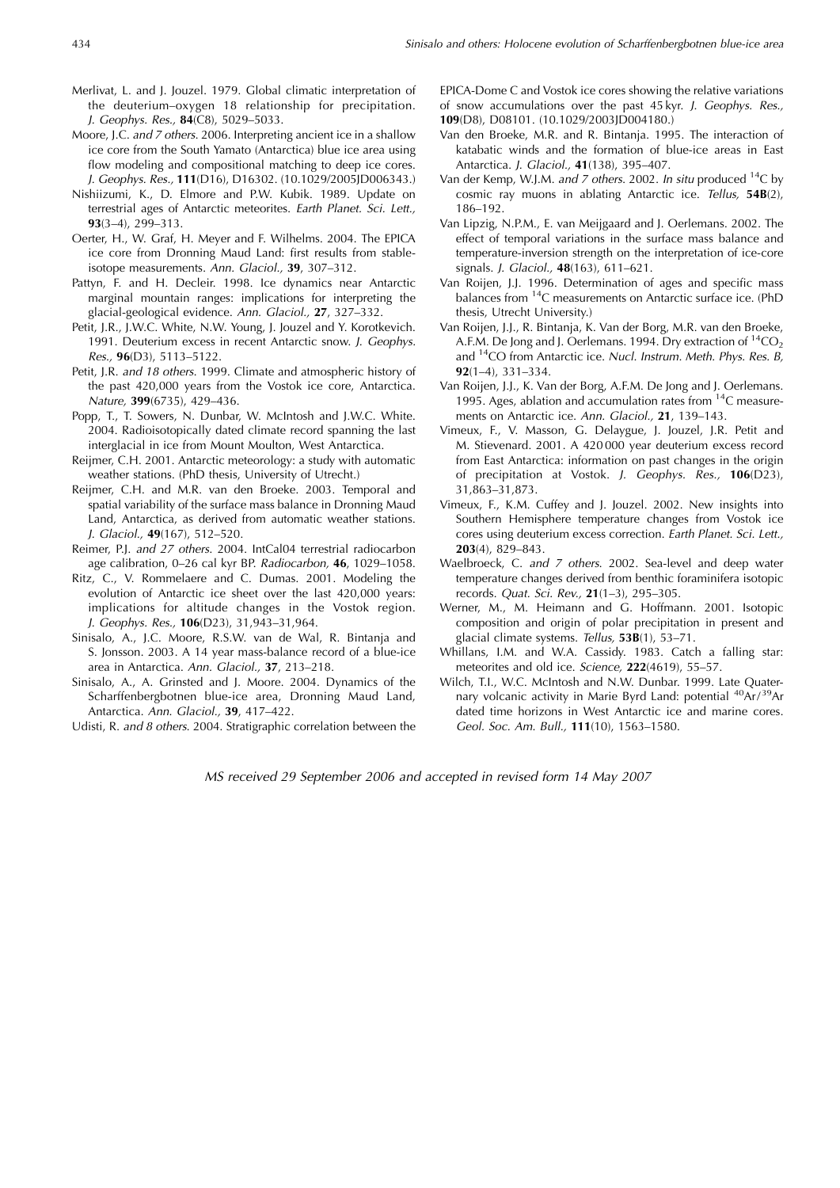Merlivat, L. and J. Jouzel. 1979. Global climatic interpretation of the deuterium–oxygen 18 relationship for precipitation. *J. Geophys. Res.,* **84**(C8), 5029–5033.

Moore, J.C. *and 7 others*. 2006. Interpreting ancient ice in a shallow ice core from the South Yamato (Antarctica) blue ice area using flow modeling and compositional matching to deep ice cores. *J. Geophys. Res.,* **111**(D16), D16302. (10.1029/2005JD006343.)

Nishiizumi, K., D. Elmore and P.W. Kubik. 1989. Update on terrestrial ages of Antarctic meteorites. *Earth Planet. Sci. Lett.,* **93**(3–4), 299–313.

Oerter, H., W. Graf, H. Meyer and F. Wilhelms. 2004. The EPICA ice core from Dronning Maud Land: first results from stable-isotope measurements. *Ann. Glaciol.,* **39**, 307–312.

Pattyn, F. and H. Decleir. 1998. Ice dynamics near Antarctic marginal mountain ranges: implications for interpreting the glacial-geological evidence. *Ann. Glaciol.,* **27**, 327–332.

Petit, J.R., J.W.C. White, N.W. Young, J. Jouzel and Y. Korotkevich. 1991. Deuterium excess in recent Antarctic snow. *J. Geophys. Res.,* **96**(D3), 5113–5122.

Petit, J.R. *and 18 others*. 1999. Climate and atmospheric history of the past 420,000 years from the Vostok ice core, Antarctica. *Nature,* **399**(6735), 429–436.

Popp, T., T. Sowers, N. Dunbar, W. McIntosh and J.W.C. White. 2004. Radioisotopically dated climate record spanning the last interglacial in ice from Mount Moulton, West Antarctica.

Reijmer, C.H. 2001. Antarctic meteorology: a study with automatic weather stations. (PhD thesis, University of Utrecht.)

Reijmer, C.H. and M.R. van den Broeke. 2003. Temporal and spatial variability of the surface mass balance in Dronning Maud Land, Antarctica, as derived from automatic weather stations. *J. Glaciol.,* **49**(167), 512–520.

Reimer, P.J. *and 27 others*. 2004. IntCal04 terrestrial radiocarbon age calibration, 0–26 cal kyr BP. *Radiocarbon,* **46**, 1029–1058.

Ritz, C., V. Rommelaere and C. Dumas. 2001. Modeling the evolution of Antarctic ice sheet over the last 420,000 years: implications for altitude changes in the Vostok region. *J. Geophys. Res.,* **106**(D23), 31,943–31,964.

Sinisalo, A., J.C. Moore, R.S.W. van de Wal, R. Bintanja and S. Jonsson. 2003. A 14 year mass-balance record of a blue-ice area in Antarctica. *Ann. Glaciol.,* **37**, 213–218.

Sinisalo, A., A. Grinsted and J. Moore. 2004. Dynamics of the Scharffenbergbotnen blue-ice area, Dronning Maud Land, Antarctica. *Ann. Glaciol.,* **39**, 417–422.

Udisti, R. *and 8 others*. 2004. Stratigraphic correlation between the EPICA-Dome C and Vostok ice cores showing the relative variations of snow accumulations over the past 45 kyr. *J. Geophys. Res.,* **109**(D8), D08101. (10.1029/2003JD004180.)

Van den Broeke, M.R. and R. Bintanja. 1995. The interaction of katabatic winds and the formation of blue-ice areas in East Antarctica. *J. Glaciol.,* **41**(138), 395–407.

Van der Kemp, W.J.M. *and 7 others*. 2002. *In situ* produced $^{14}C$ by cosmic ray muons in ablating Antarctic ice. *Tellus,* **54B**(2), 186–192.

Van Lipzig, N.P.M., E. van Meijgaard and J. Oerlemans. 2002. The effect of temporal variations in the surface mass balance and temperature-inversion strength on the interpretation of ice-core signals. *J. Glaciol.,* **48**(163), 611–621.

Van Roijen, J.J. 1996. Determination of ages and specific mass balances from $^{14}C$ measurements on Antarctic surface ice. (PhD thesis, Utrecht University.)

Van Roijen, J.J., R. Bintanja, K. Van der Borg, M.R. van den Broeke, A.F.M. De Jong and J. Oerlemans. 1994. Dry extraction of $^{14}CO_2$ and $^{14}CO$ from Antarctic ice. *Nucl. Instrum. Meth. Phys. Res. B,* **92**(1–4), 331–334.

Van Roijen, J.J., K. Van der Borg, A.F.M. De Jong and J. Oerlemans. 1995. Ages, ablation and accumulation rates from $^{14}C$ measurements on Antarctic ice. *Ann. Glaciol.,* **21**, 139–143.

Vimeux, F., V. Masson, G. Delaygue, J. Jouzel, J.R. Petit and M. Stievenard. 2001. A 420 000 year deuterium excess record from East Antarctica: information on past changes in the origin of precipitation at Vostok. *J. Geophys. Res.,* **106**(D23), 31,863–31,873.

Vimeux, F., K.M. Cuffey and J. Jouzel. 2002. New insights into Southern Hemisphere temperature changes from Vostok ice cores using deuterium excess correction. *Earth Planet. Sci. Lett.,* **203**(4), 829–843.

Waelbroeck, C. *and 7 others*. 2002. Sea-level and deep water temperature changes derived from benthic foraminifera isotopic records. *Quat. Sci. Rev.,* **21**(1–3), 295–305.

Werner, M., M. Heimann and G. Hoffmann. 2001. Isotopic composition and origin of polar precipitation in present and glacial climate systems. *Tellus,* **53B**(1), 53–71.

Whillans, I.M. and W.A. Cassidy. 1983. Catch a falling star: meteorites and old ice. *Science,* **222**(4619), 55–57.

Wilch, T.I., W.C. McIntosh and N.W. Dunbar. 1999. Late Quaternary volcanic activity in Marie Byrd Land: potential $^{40}Ar/^{39}Ar$ dated time horizons in West Antarctic ice and marine cores. *Geol. Soc. Am. Bull.,* **111**(10), 1563–1580.

*MS received 29 September 2006 and accepted in revised form 14 May 2007*